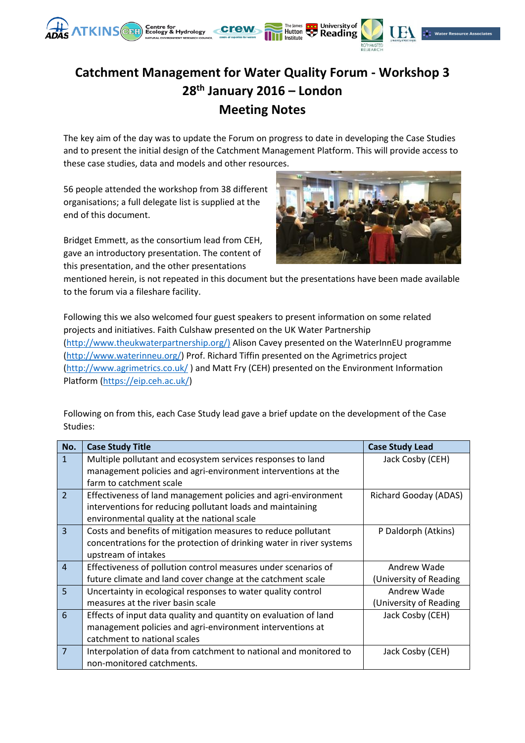# Catchment Management for Water Quality Forum - Workshop 3
## 28th January 2016 – London
## Meeting Notes

The key aim of the day was to update the Forum on progress to date in developing the Case Studies and to present the initial design of the Catchment Management Platform. This will provide access to these case studies, data and models and other resources.

56 people attended the workshop from 38 different organisations; a full delegate list is supplied at the end of this document.

Bridget Emmett, as the consortium lead from CEH, gave an introductory presentation. The content of this presentation, and the other presentations mentioned herein, is not repeated in this document but the presentations have been made available to the forum via a fileshare facility.

Following this we also welcomed four guest speakers to present information on some related projects and initiatives. Faith Culshaw presented on the UK Water Partnership (http://www.theukwaterpartnership.org/) Alison Cavey presented on the WaterInnEU programme (http://www.waterinneu.org/) Prof. Richard Tiffin presented on the Agrimetrics project (http://www.agrimetrics.co.uk/ ) and Matt Fry (CEH) presented on the Environment Information Platform (https://eip.ceh.ac.uk/)

Following on from this, each Case Study lead gave a brief update on the development of the Case Studies:

| No. | Case Study Title | Case Study Lead |
|---|---|---|
| 1 | Multiple pollutant and ecosystem services responses to land management policies and agri-environment interventions at the farm to catchment scale | Jack Cosby (CEH) |
| 2 | Effectiveness of land management policies and agri-environment interventions for reducing pollutant loads and maintaining environmental quality at the national scale | Richard Gooday (ADAS) |
| 3 | Costs and benefits of mitigation measures to reduce pollutant concentrations for the protection of drinking water in river systems upstream of intakes | P Daldorph (Atkins) |
| 4 | Effectiveness of pollution control measures under scenarios of future climate and land cover change at the catchment scale | Andrew Wade (University of Reading |
| 5 | Uncertainty in ecological responses to water quality control measures at the river basin scale | Andrew Wade (University of Reading |
| 6 | Effects of input data quality and quantity on evaluation of land management policies and agri-environment interventions at catchment to national scales | Jack Cosby (CEH) |
| 7 | Interpolation of data from catchment to national and monitored to non-monitored catchments. | Jack Cosby (CEH) |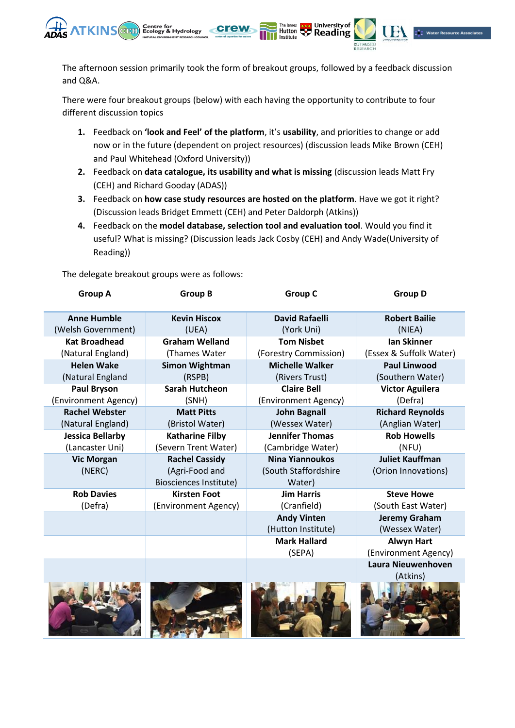The afternoon session primarily took the form of breakout groups, followed by a feedback discussion and Q&A.

There were four breakout groups (below) with each having the opportunity to contribute to four different discussion topics

1. Feedback on **'look and Feel' of the platform**, it's **usability**, and priorities to change or add now or in the future (dependent on project resources) (discussion leads Mike Brown (CEH) and Paul Whitehead (Oxford University))
2. Feedback on **data catalogue, its usability and what is missing** (discussion leads Matt Fry (CEH) and Richard Gooday (ADAS))
3. Feedback on **how case study resources are hosted on the platform**. Have we got it right? (Discussion leads Bridget Emmett (CEH) and Peter Daldorph (Atkins))
4. Feedback on the **model database, selection tool and evaluation tool**. Would you find it useful? What is missing? (Discussion leads Jack Cosby (CEH) and Andy Wade(University of Reading))

The delegate breakout groups were as follows:

| Group A | Group B | Group C | Group D |
|---|---|---|---|
| **Anne Humble** (Welsh Government) | **Kevin Hiscox** (UEA) | **David Rafaelli** (York Uni) | **Robert Bailie** (NIEA) |
| **Kat Broadhead** (Natural England) | **Graham Welland** (Thames Water | **Tom Nisbet** (Forestry Commission) | **Ian Skinner** (Essex & Suffolk Water) |
| **Helen Wake** (Natural England | **Simon Wightman** (RSPB) | **Michelle Walker** (Rivers Trust) | **Paul Linwood** (Southern Water) |
| **Paul Bryson** (Environment Agency) | **Sarah Hutcheon** (SNH) | **Claire Bell** (Environment Agency) | **Victor Aguilera** (Defra) |
| **Rachel Webster** (Natural England) | **Matt Pitts** (Bristol Water) | **John Bagnall** (Wessex Water) | **Richard Reynolds** (Anglian Water) |
| **Jessica Bellarby** (Lancaster Uni) | **Katharine Filby** (Severn Trent Water) | **Jennifer Thomas** (Cambridge Water) | **Rob Howells** (NFU) |
| **Vic Morgan** (NERC) | **Rachel Cassidy** (Agri-Food and Biosciences Institute) | **Nina Yiannoukos** (South Staffordshire Water) | **Juliet Kauffman** (Orion Innovations) |
| **Rob Davies** (Defra) | **Kirsten Foot** (Environment Agency) | **Jim Harris** (Cranfield) | **Steve Howe** (South East Water) |
| | | **Andy Vinten** (Hutton Institute) | **Jeremy Graham** (Wessex Water) |
| | | **Mark Hallard** (SEPA) | **Alwyn Hart** (Environment Agency) |
| | | | **Laura Nieuwenhoven** (Atkins) |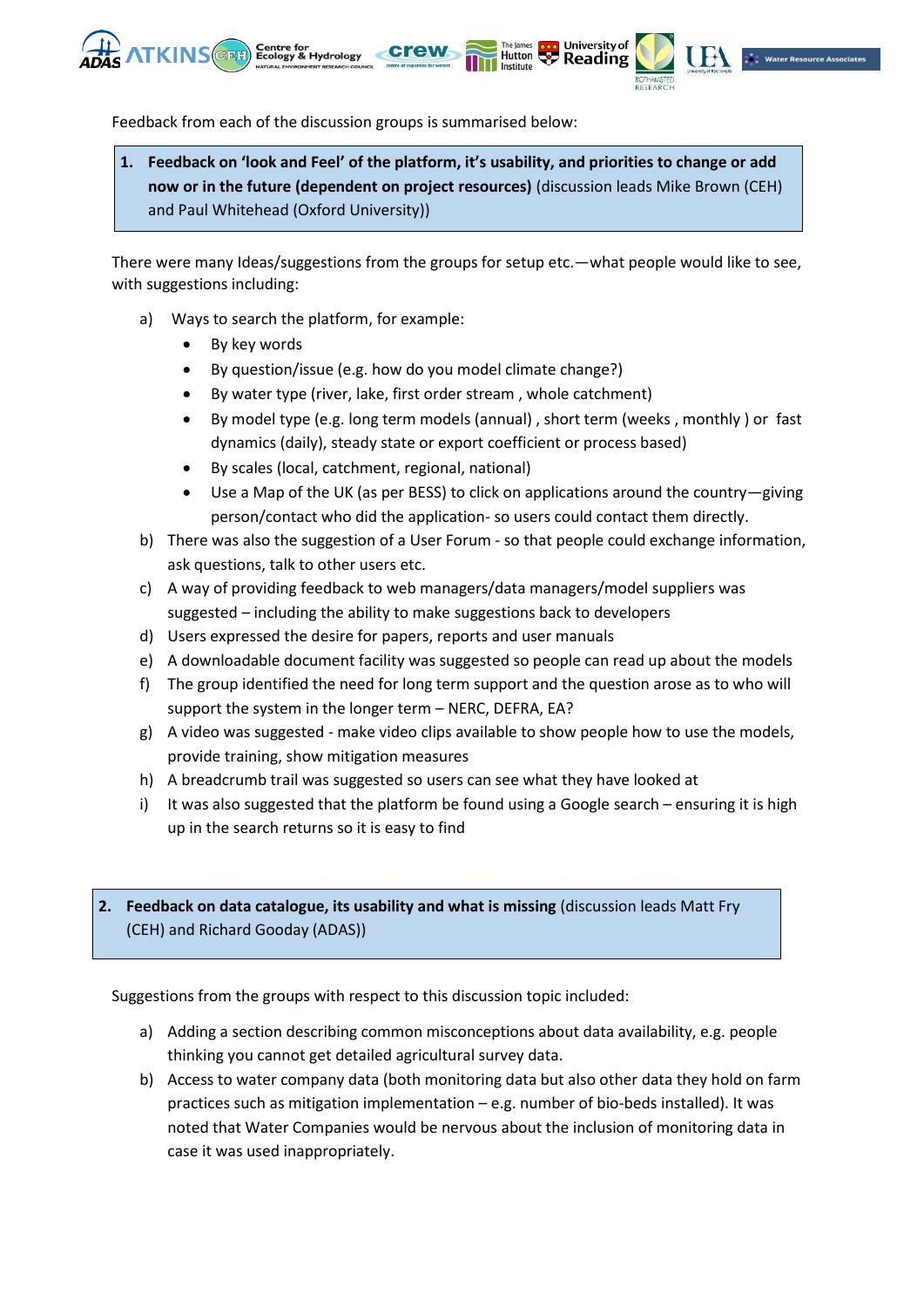Feedback from each of the discussion groups is summarised below:

**1. Feedback on 'look and Feel' of the platform, it's usability, and priorities to change or add now or in the future (dependent on project resources)** (discussion leads Mike Brown (CEH) and Paul Whitehead (Oxford University))

There were many Ideas/suggestions from the groups for setup etc.—what people would like to see, with suggestions including:

a) Ways to search the platform, for example:
   - By key words
   - By question/issue (e.g. how do you model climate change?)
   - By water type (river, lake, first order stream , whole catchment)
   - By model type (e.g. long term models (annual) , short term (weeks , monthly ) or fast dynamics (daily), steady state or export coefficient or process based)
   - By scales (local, catchment, regional, national)
   - Use a Map of the UK (as per BESS) to click on applications around the country—giving person/contact who did the application- so users could contact them directly.

b) There was also the suggestion of a User Forum - so that people could exchange information, ask questions, talk to other users etc.

c) A way of providing feedback to web managers/data managers/model suppliers was suggested – including the ability to make suggestions back to developers

d) Users expressed the desire for papers, reports and user manuals

e) A downloadable document facility was suggested so people can read up about the models

f) The group identified the need for long term support and the question arose as to who will support the system in the longer term – NERC, DEFRA, EA?

g) A video was suggested - make video clips available to show people how to use the models, provide training, show mitigation measures

h) A breadcrumb trail was suggested so users can see what they have looked at

i) It was also suggested that the platform be found using a Google search – ensuring it is high up in the search returns so it is easy to find

**2. Feedback on data catalogue, its usability and what is missing** (discussion leads Matt Fry (CEH) and Richard Gooday (ADAS))

Suggestions from the groups with respect to this discussion topic included:

a) Adding a section describing common misconceptions about data availability, e.g. people thinking you cannot get detailed agricultural survey data.

b) Access to water company data (both monitoring data but also other data they hold on farm practices such as mitigation implementation – e.g. number of bio-beds installed). It was noted that Water Companies would be nervous about the inclusion of monitoring data in case it was used inappropriately.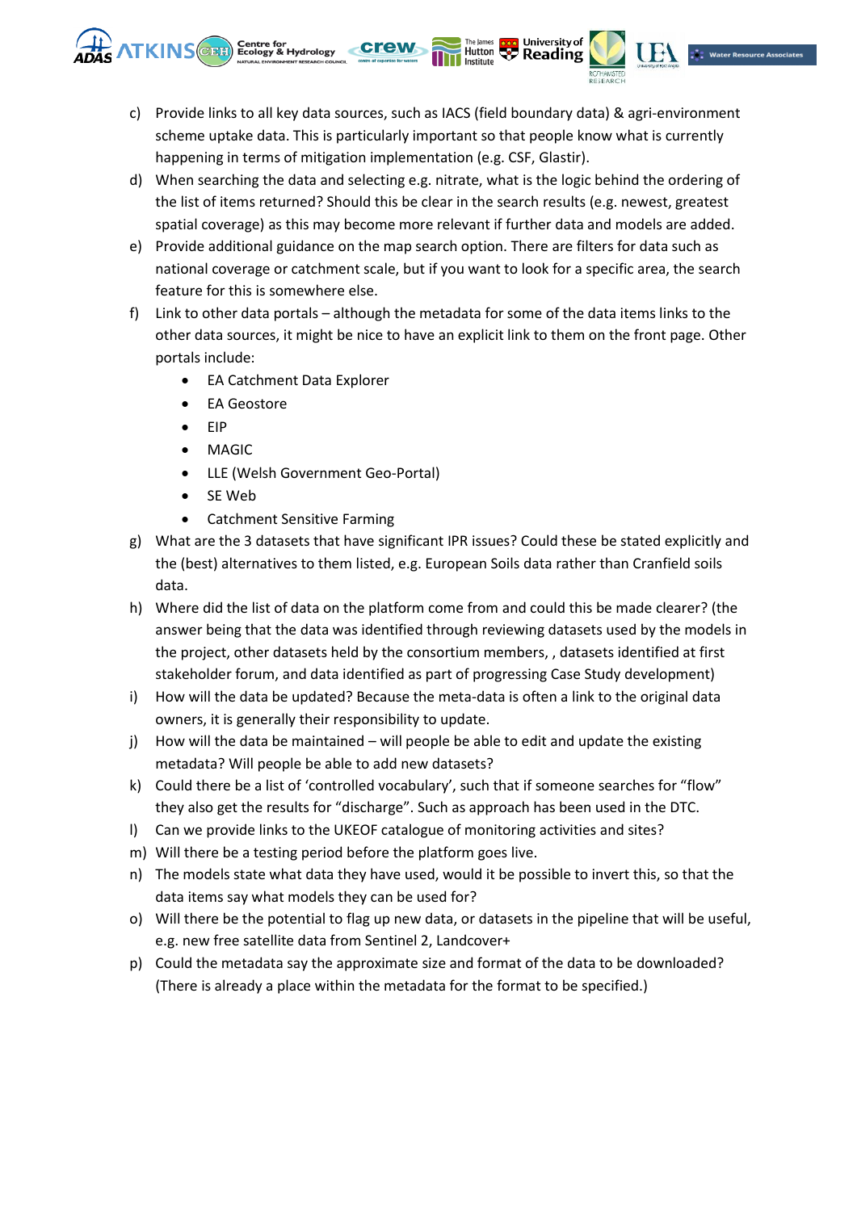c) Provide links to all key data sources, such as IACS (field boundary data) & agri-environment scheme uptake data. This is particularly important so that people know what is currently happening in terms of mitigation implementation (e.g. CSF, Glastir).

d) When searching the data and selecting e.g. nitrate, what is the logic behind the ordering of the list of items returned? Should this be clear in the search results (e.g. newest, greatest spatial coverage) as this may become more relevant if further data and models are added.

e) Provide additional guidance on the map search option. There are filters for data such as national coverage or catchment scale, but if you want to look for a specific area, the search feature for this is somewhere else.

f) Link to other data portals – although the metadata for some of the data items links to the other data sources, it might be nice to have an explicit link to them on the front page. Other portals include:
   - EA Catchment Data Explorer
   - EA Geostore
   - EIP
   - MAGIC
   - LLE (Welsh Government Geo-Portal)
   - SE Web
   - Catchment Sensitive Farming

g) What are the 3 datasets that have significant IPR issues? Could these be stated explicitly and the (best) alternatives to them listed, e.g. European Soils data rather than Cranfield soils data.

h) Where did the list of data on the platform come from and could this be made clearer? (the answer being that the data was identified through reviewing datasets used by the models in the project, other datasets held by the consortium members, , datasets identified at first stakeholder forum, and data identified as part of progressing Case Study development)

i) How will the data be updated? Because the meta-data is often a link to the original data owners, it is generally their responsibility to update.

j) How will the data be maintained – will people be able to edit and update the existing metadata? Will people be able to add new datasets?

k) Could there be a list of 'controlled vocabulary', such that if someone searches for "flow" they also get the results for "discharge". Such as approach has been used in the DTC.

l) Can we provide links to the UKEOF catalogue of monitoring activities and sites?

m) Will there be a testing period before the platform goes live.

n) The models state what data they have used, would it be possible to invert this, so that the data items say what models they can be used for?

o) Will there be the potential to flag up new data, or datasets in the pipeline that will be useful, e.g. new free satellite data from Sentinel 2, Landcover+

p) Could the metadata say the approximate size and format of the data to be downloaded? (There is already a place within the metadata for the format to be specified.)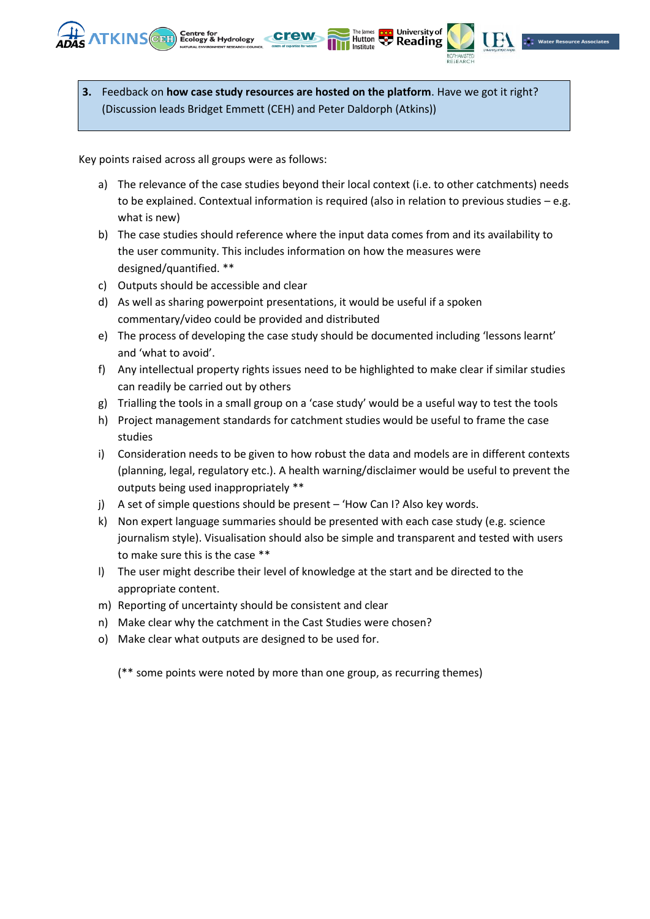**3.** Feedback on **how case study resources are hosted on the platform**. Have we got it right? (Discussion leads Bridget Emmett (CEH) and Peter Daldorph (Atkins))

Key points raised across all groups were as follows:

a) The relevance of the case studies beyond their local context (i.e. to other catchments) needs to be explained. Contextual information is required (also in relation to previous studies – e.g. what is new)
b) The case studies should reference where the input data comes from and its availability to the user community. This includes information on how the measures were designed/quantified. **
c) Outputs should be accessible and clear
d) As well as sharing powerpoint presentations, it would be useful if a spoken commentary/video could be provided and distributed
e) The process of developing the case study should be documented including 'lessons learnt' and 'what to avoid'.
f) Any intellectual property rights issues need to be highlighted to make clear if similar studies can readily be carried out by others
g) Trialling the tools in a small group on a 'case study' would be a useful way to test the tools
h) Project management standards for catchment studies would be useful to frame the case studies
i) Consideration needs to be given to how robust the data and models are in different contexts (planning, legal, regulatory etc.). A health warning/disclaimer would be useful to prevent the outputs being used inappropriately **
j) A set of simple questions should be present – 'How Can I? Also key words.
k) Non expert language summaries should be presented with each case study (e.g. science journalism style). Visualisation should also be simple and transparent and tested with users to make sure this is the case **
l) The user might describe their level of knowledge at the start and be directed to the appropriate content.
m) Reporting of uncertainty should be consistent and clear
n) Make clear why the catchment in the Cast Studies were chosen?
o) Make clear what outputs are designed to be used for.

(** some points were noted by more than one group, as recurring themes)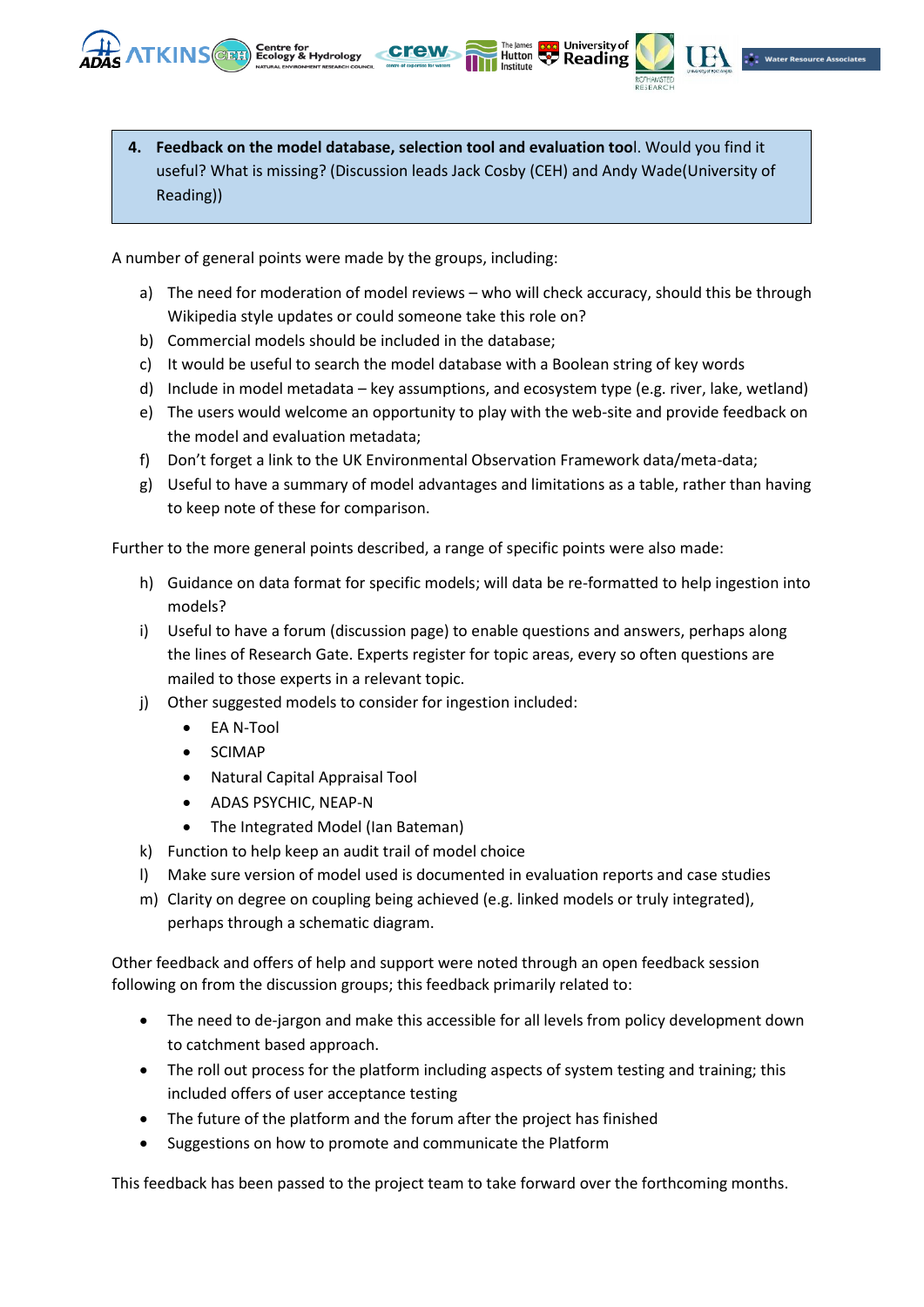**4. Feedback on the model database, selection tool and evaluation tool.** Would you find it useful? What is missing? (Discussion leads Jack Cosby (CEH) and Andy Wade(University of Reading))

A number of general points were made by the groups, including:

a) The need for moderation of model reviews – who will check accuracy, should this be through Wikipedia style updates or could someone take this role on?
b) Commercial models should be included in the database;
c) It would be useful to search the model database with a Boolean string of key words
d) Include in model metadata – key assumptions, and ecosystem type (e.g. river, lake, wetland)
e) The users would welcome an opportunity to play with the web-site and provide feedback on the model and evaluation metadata;
f) Don't forget a link to the UK Environmental Observation Framework data/meta-data;
g) Useful to have a summary of model advantages and limitations as a table, rather than having to keep note of these for comparison.

Further to the more general points described, a range of specific points were also made:

h) Guidance on data format for specific models; will data be re-formatted to help ingestion into models?
i) Useful to have a forum (discussion page) to enable questions and answers, perhaps along the lines of Research Gate. Experts register for topic areas, every so often questions are mailed to those experts in a relevant topic.
j) Other suggested models to consider for ingestion included:
   - EA N-Tool
   - SCIMAP
   - Natural Capital Appraisal Tool
   - ADAS PSYCHIC, NEAP-N
   - The Integrated Model (Ian Bateman)
k) Function to help keep an audit trail of model choice
l) Make sure version of model used is documented in evaluation reports and case studies
m) Clarity on degree on coupling being achieved (e.g. linked models or truly integrated), perhaps through a schematic diagram.

Other feedback and offers of help and support were noted through an open feedback session following on from the discussion groups; this feedback primarily related to:

- The need to de-jargon and make this accessible for all levels from policy development down to catchment based approach.
- The roll out process for the platform including aspects of system testing and training; this included offers of user acceptance testing
- The future of the platform and the forum after the project has finished
- Suggestions on how to promote and communicate the Platform

This feedback has been passed to the project team to take forward over the forthcoming months.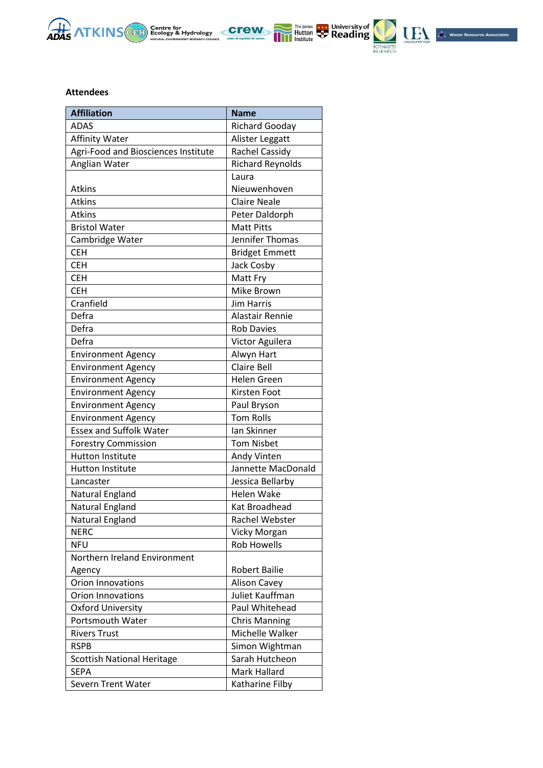**Attendees**

| Affiliation | Name |
|---|---|
| ADAS | Richard Gooday |
| Affinity Water | Alister Leggatt |
| Agri-Food and Biosciences Institute | Rachel Cassidy |
| Anglian Water | Richard Reynolds |
| Atkins | Laura Nieuwenhoven |
| Atkins | Claire Neale |
| Atkins | Peter Daldorph |
| Bristol Water | Matt Pitts |
| Cambridge Water | Jennifer Thomas |
| CEH | Bridget Emmett |
| CEH | Jack Cosby |
| CEH | Matt Fry |
| CEH | Mike Brown |
| Cranfield | Jim Harris |
| Defra | Alastair Rennie |
| Defra | Rob Davies |
| Defra | Victor Aguilera |
| Environment Agency | Alwyn Hart |
| Environment Agency | Claire Bell |
| Environment Agency | Helen Green |
| Environment Agency | Kirsten Foot |
| Environment Agency | Paul Bryson |
| Environment Agency | Tom Rolls |
| Essex and Suffolk Water | Ian Skinner |
| Forestry Commission | Tom Nisbet |
| Hutton Institute | Andy Vinten |
| Hutton Institute | Jannette MacDonald |
| Lancaster | Jessica Bellarby |
| Natural England | Helen Wake |
| Natural England | Kat Broadhead |
| Natural England | Rachel Webster |
| NERC | Vicky Morgan |
| NFU | Rob Howells |
| Northern Ireland Environment Agency | Robert Bailie |
| Orion Innovations | Alison Cavey |
| Orion Innovations | Juliet Kauffman |
| Oxford University | Paul Whitehead |
| Portsmouth Water | Chris Manning |
| Rivers Trust | Michelle Walker |
| RSPB | Simon Wightman |
| Scottish National Heritage | Sarah Hutcheon |
| SEPA | Mark Hallard |
| Severn Trent Water | Katharine Filby |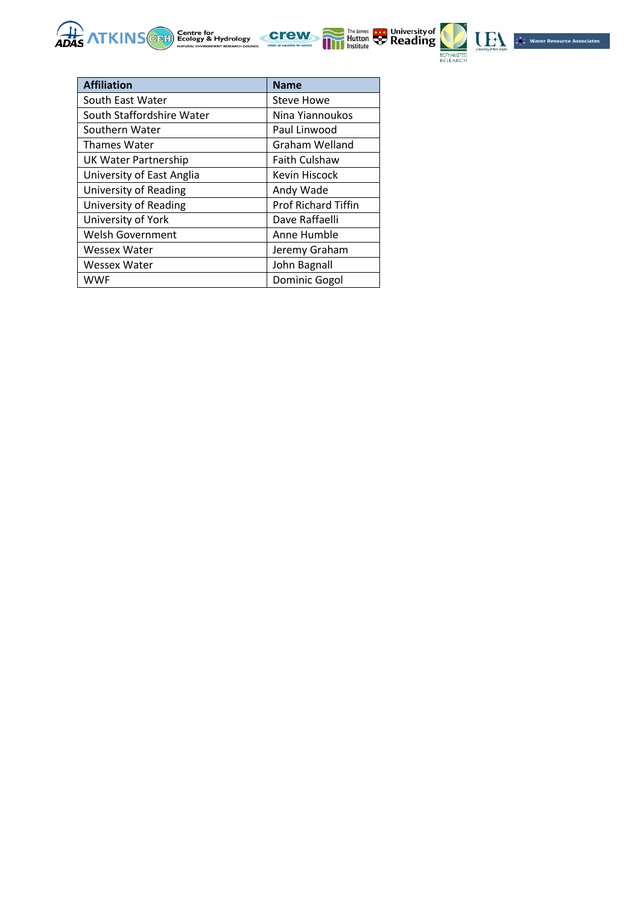| Affiliation | Name |
|---|---|
| South East Water | Steve Howe |
| South Staffordshire Water | Nina Yiannoukos |
| Southern Water | Paul Linwood |
| Thames Water | Graham Welland |
| UK Water Partnership | Faith Culshaw |
| University of East Anglia | Kevin Hiscock |
| University of Reading | Andy Wade |
| University of Reading | Prof Richard Tiffin |
| University of York | Dave Raffaelli |
| Welsh Government | Anne Humble |
| Wessex Water | Jeremy Graham |
| Wessex Water | John Bagnall |
| WWF | Dominic Gogol |